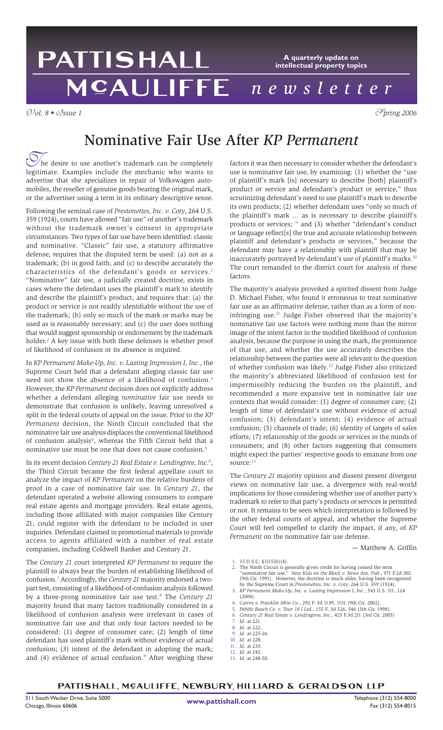# PATTISHALL McAULIFFE *newsletter*

**A quarterly update on intellectual property topics**

*Vol. 8 • Issue 1* *Spring 2006*

# Nominative Fair Use After *KP Permanent*

The desire to use another's trademark can be completely legitimate. Examples include the mechanic who wants to advertise that she specializes in repair of Volkswagen automobiles, the reseller of genuine goods bearing the original mark, or the advertiser using a term in its ordinary descriptive sense.

Following the seminal case of *Prestonettes, Inc. v. Coty*, 264 U.S. 359 (1924), courts have allowed "fair use" of another's trademark without the trademark owner's consent in appropriate circumstances. Two types of fair use have been identified: classic and nominative. "Classic" fair use, a statutory affirmative defense, requires that the disputed term be used: (a) not as a trademark; (b) in good faith; and (c) to describe accurately the characteristics of the defendant's goods or services.[1] "Nominative" fair use, a judicially created doctrine, exists in cases where the defendant uses the plaintiff's mark to identify and describe the plaintiff's product, and requires that: (a) the product or service is not readily identifiable without the use of the trademark; (b) only so much of the mark or marks may be used as is reasonably necessary; and (c) the user does nothing that would suggest sponsorship or endorsement by the trademark holder.[2] A key issue with both these defenses is whether proof of likelihood of confusion or its absence is required.

In *KP Permanent Make-Up, Inc. v. Lasting Impression I, Inc.*, the Supreme Court held that a defendant alleging classic fair use need not show the absence of a likelihood of confusion.[3] However, the *KP Permanent* decision does not explicitly address whether a defendant alleging *nominative* fair use needs to demonstrate that confusion is unlikely, leaving unresolved a split in the federal courts of appeal on the issue. Prior to the *KP Permanent* decision, the Ninth Circuit concluded that the nominative fair use analysis displaces the conventional likelihood of confusion analysis[4], whereas the Fifth Circuit held that a nominative use must be one that does not cause confusion.[5]

In its recent decision *Century 21 Real Estate v. Lendingtree, Inc.*[6], the Third Circuit became the first federal appellate court to analyze the impact of *KP Permanent* on the relative burdens of proof in a case of nominative fair use. In *Century 21*, the defendant operated a website allowing consumers to compare real estate agents and mortgage providers. Real estate agents, including those affiliated with major companies like Century 21, could register with the defendant to be included in user inquiries. Defendant claimed in promotional materials to provide access to agents affiliated with a number of real estate companies, including Coldwell Banker and Century 21.

The *Century 21* court interpreted *KP Permanent* to require the plaintiff to always bear the burden of establishing likelihood of confusion.[7] Accordingly, the *Century 21* majority endorsed a two-part test, consisting of a likelihood-of-confusion analysis followed by a three-prong nominative fair use test.[8] The *Century 21* majority found that many factors traditionally considered in a likelihood of confusion analysis were irrelevant in cases of nominative fair use and that only four factors needed to be considered: (1) degree of consumer care; (2) length of time defendant has used plaintiff's mark without evidence of actual confusion; (3) intent of the defendant in adopting the mark; and (4) evidence of actual confusion.[9] After weighing these factors it was then necessary to consider whether the defendant's use is nominative fair use, by examining: (1) whether the "use of plaintiff's mark [is] necessary to describe [both] plaintiff's product or service and defendant's product or service," thus scrutinizing defendant's need to use plaintiff's mark to describe its own products; (2) whether defendant uses "only so much of the plaintiff's mark … as is necessary to describe plaintiff's products or services; " and (3) whether "defendant's conduct or language reflect[s] the true and accurate relationship between plaintiff and defendant's products or services," because the defendant may have a relationship with plaintiff that may be inaccurately portrayed by defendant's use of plaintiff's marks.[10] The court remanded to the district court for analysis of these factors.

The majority's analysis provoked a spirited dissent from Judge D. Michael Fisher, who found it erroneous to treat nominative fair use as an affirmative defense, rather than as a form of non-infringing use.[11] Judge Fisher observed that the majority's nominative fair use factors were nothing more than the mirror image of the intent factor in the modified likelihood of confusion analysis, because the purpose in using the mark, the prominence of that use, and whether the use accurately describes the relationship between the parties were all relevant to the question of whether confusion was likely.[12] Judge Fisher also criticized the majority's abbreviated likelihood of confusion test for impermissibly reducing the burden on the plaintiff, and recommended a more expansive test in nominative fair use contexts that would consider: (1) degree of consumer care; (2) length of time of defendant's use without evidence of actual confusion; (3) defendant's intent; (4) evidence of actual confusion; (5) channels of trade; (6) identity of targets of sales efforts; (7) relationship of the goods or services in the minds of consumers; and (8) other factors suggesting that consumers might expect the parties' respective goods to emanate from one source.[13]

The *Century 21* majority opinion and dissent present divergent views on nominative fair use, a divergence with real-world implications for those considering whether use of another party's trademark to refer to that party's products or services is permitted or not. It remains to be seen which interpretation is followed by the other federal courts of appeal, and whether the Supreme Court will feel compelled to clarify the impact, if any, of *KP Permanent* on the nominative fair use defense.

— Matthew A. Griffin

1. 15 U.S.C. §1115(b)(4).
2. The Ninth Circuit is generally given credit for having coined the term "nominative fair use." *New Kids on the Block v. News Am. Pub.*, 971 F.2d 302 (9th Cir. 1991). However, the doctrine is much older, having been recognized by the Supreme Court in *Prestonettes, Inc. v. Coty*, 264 U.S. 359 (1924).
3. *KP Permanent Make-Up, Inc. v. Lasting Impression I, Ltd.*, 543 U.S. 111, 124 (2004).
4. *Cairns v. Franklin Mint Co.*, 292 F. 3d 1139, 1151 (9th Cir. 2002).
5. *Pebble Beach Co. v. Tour 18 I Ltd.*, 155 F. 3d 526, 546 (5th Cir. 1998).
6. *Century 21 Real Estate v. Lendingtree, Inc.*, 425 F.3d 211 (3rd Cir. 2005)
7. *Id.* at 221.
8. *Id.* at 222.
9. *Id.* at 225-26.
10. *Id.* at 228.
11. *Id.* at 233.
12. *Id.* at 242.
13. *Id.* at 248-50.

PATTISHALL, McAULIFFE, NEWBURY, HILLIARD & GERALDSON LLP

311 South Wacker Drive, Suite 5000
Chicago, Illinois 60606

www.pattishall.com

Telephone (312) 554-8000
Fax (312) 554-8015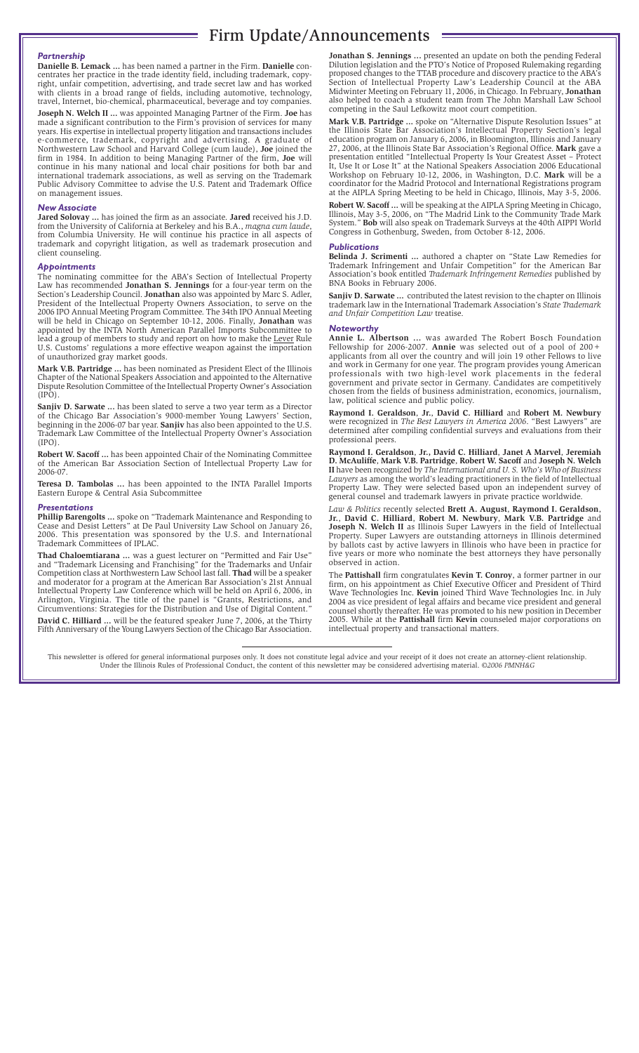# Firm Update/Announcements

### *Partnership*

**Danielle B. Lemack** ... has been named a partner in the Firm. **Danielle** concentrates her practice in the trade identity field, including trademark, copyright, unfair competition, advertising, and trade secret law and has worked with clients in a broad range of fields, including automotive, technology, travel, Internet, bio-chemical, pharmaceutical, beverage and toy companies.

**Joseph N. Welch II** ... was appointed Managing Partner of the Firm. **Joe** has made a significant contribution to the Firm's provision of services for many years. His expertise in intellectual property litigation and transactions includes e-commerce, trademark, copyright and advertising. A graduate of Northwestern Law School and Harvard College (cum laude), **Joe** joined the firm in 1984. In addition to being Managing Partner of the firm, **Joe** will continue in his many national and local chair positions for both bar and international trademark associations, as well as serving on the Trademark Public Advisory Committee to advise the U.S. Patent and Trademark Office on management issues.

### *New Associate*

**Jared Solovay** ... has joined the firm as an associate. **Jared** received his J.D. from the University of California at Berkeley and his B.A., *magna cum laude*, from Columbia University. He will continue his practice in all aspects of trademark and copyright litigation, as well as trademark prosecution and client counseling.

### *Appointments*

The nominating committee for the ABA's Section of Intellectual Property Law has recommended **Jonathan S. Jennings** for a four-year term on the Section's Leadership Council. **Jonathan** also was appointed by Marc S. Adler, President of the Intellectual Property Owners Association, to serve on the 2006 IPO Annual Meeting Program Committee. The 34th IPO Annual Meeting will be held in Chicago on September 10-12, 2006. Finally, **Jonathan** was appointed by the INTA North American Parallel Imports Subcommittee to lead a group of members to study and report on how to make the Lever Rule U.S. Customs' regulations a more effective weapon against the importation of unauthorized gray market goods.

**Mark V.B. Partridge** ... has been nominated as President Elect of the Illinois Chapter of the National Speakers Association and appointed to the Alternative Dispute Resolution Committee of the Intellectual Property Owner's Association (IPO).

**Sanjiv D. Sarwate** ... has been slated to serve a two year term as a Director of the Chicago Bar Association's 9000-member Young Lawyers' Section, beginning in the 2006-07 bar year. **Sanjiv** has also been appointed to the U.S. Trademark Law Committee of the Intellectual Property Owner's Association (IPO).

**Robert W. Sacoff** ... has been appointed Chair of the Nominating Committee of the American Bar Association Section of Intellectual Property Law for 2006-07.

**Teresa D. Tambolas** ... has been appointed to the INTA Parallel Imports Eastern Europe & Central Asia Subcommittee

### *Presentations*

**Phillip Barengolts** ... spoke on "Trademark Maintenance and Responding to Cease and Desist Letters" at De Paul University Law School on January 26, 2006. This presentation was sponsored by the U.S. and International Trademark Committees of IPLAC.

**Thad Chaloemtiarana** ... was a guest lecturer on "Permitted and Fair Use" and "Trademark Licensing and Franchising" for the Trademarks and Unfair Competition class at Northwestern Law School last fall. **Thad** will be a speaker and moderator for a program at the American Bar Association's 21st Annual Intellectual Property Law Conference which will be held on April 6, 2006, in Arlington, Virginia. The title of the panel is "Grants, Restrictions, and Circumventions: Strategies for the Distribution and Use of Digital Content."

**David C. Hilliard** ... will be the featured speaker June 7, 2006, at the Thirty Fifth Anniversary of the Young Lawyers Section of the Chicago Bar Association.

**Jonathan S. Jennings** ... presented an update on both the pending Federal Dilution legislation and the PTO's Notice of Proposed Rulemaking regarding proposed changes to the TTAB procedure and discovery practice to the ABA's Section of Intellectual Property Law's Leadership Council at the ABA Midwinter Meeting on February 11, 2006, in Chicago. In February, **Jonathan** also helped to coach a student team from The John Marshall Law School competing in the Saul Lefkowitz moot court competition.

**Mark V.B. Partridge** ... spoke on "Alternative Dispute Resolution Issues" at the Illinois State Bar Association's Intellectual Property Section's legal education program on January 6, 2006, in Bloomington, Illinois and January 27, 2006, at the Illinois State Bar Association's Regional Office. **Mark** gave a presentation entitled "Intellectual Property Is Your Greatest Asset – Protect It, Use It or Lose It" at the National Speakers Association 2006 Educational Workshop on February 10-12, 2006, in Washington, D.C. **Mark** will be a coordinator for the Madrid Protocol and International Registrations program at the AIPLA Spring Meeting to be held in Chicago, Illinois, May 3-5, 2006.

**Robert W. Sacoff** ... will be speaking at the AIPLA Spring Meeting in Chicago, Illinois, May 3-5, 2006, on "The Madrid Link to the Community Trade Mark System." **Bob** will also speak on Trademark Surveys at the 40th AIPPI World Congress in Gothenburg, Sweden, from October 8-12, 2006.

### *Publications*

**Belinda J. Scrimenti** ... authored a chapter on "State Law Remedies for Trademark Infringement and Unfair Competition" for the American Bar Association's book entitled *Trademark Infringement Remedies* published by BNA Books in February 2006.

**Sanjiv D. Sarwate** ... contributed the latest revision to the chapter on Illinois trademark law in the International Trademark Association's *State Trademark and Unfair Competition Law* treatise.

### *Noteworthy*

**Annie L. Albertson** ... was awarded The Robert Bosch Foundation Fellowship for 2006-2007. **Annie** was selected out of a pool of 200+ applicants from all over the country and will join 19 other Fellows to live and work in Germany for one year. The program provides young American professionals with two high-level work placements in the federal government and private sector in Germany. Candidates are competitively chosen from the fields of business administration, economics, journalism, law, political science and public policy.

**Raymond I. Geraldson, Jr.**, **David C. Hilliard** and **Robert M. Newbury** were recognized in *The Best Lawyers in America 2006*. "Best Lawyers" are determined after compiling confidential surveys and evaluations from their professional peers.

**Raymond I. Geraldson, Jr.**, **David C. Hilliard**, **Janet A Marvel**, **Jeremiah D. McAuliffe**, **Mark V.B. Partridge**, **Robert W. Sacoff** and **Joseph N. Welch II** have been recognized by *The International and U. S. Who's Who of Business Lawyers* as among the world's leading practitioners in the field of Intellectual Property Law. They were selected based upon an independent survey of general counsel and trademark lawyers in private practice worldwide.

*Law & Politics* recently selected **Brett A. August**, **Raymond I. Geraldson, Jr.**, **David C. Hilliard**, **Robert M. Newbury**, **Mark V.B. Partridge** and **Joseph N. Welch II** as Illinois Super Lawyers in the field of Intellectual Property. Super Lawyers are outstanding attorneys in Illinois determined by ballots cast by active lawyers in Illinois who have been in practice for five years or more who nominate the best attorneys they have personally observed in action.

The **Pattishall** firm congratulates **Kevin T. Conroy**, a former partner in our firm, on his appointment as Chief Executive Officer and President of Third Wave Technologies Inc. **Kevin** joined Third Wave Technologies Inc. in July 2004 as vice president of legal affairs and became vice president and general counsel shortly thereafter. He was promoted to his new position in December 2005. While at the **Pattishall** firm **Kevin** counseled major corporations on intellectual property and transactional matters.

---

This newsletter is offered for general informational purposes only. It does not constitute legal advice and your receipt of it does not create an attorney-client relationship. Under the Illinois Rules of Professional Conduct, the content of this newsletter may be considered advertising material. *©2006 PMNH&G*